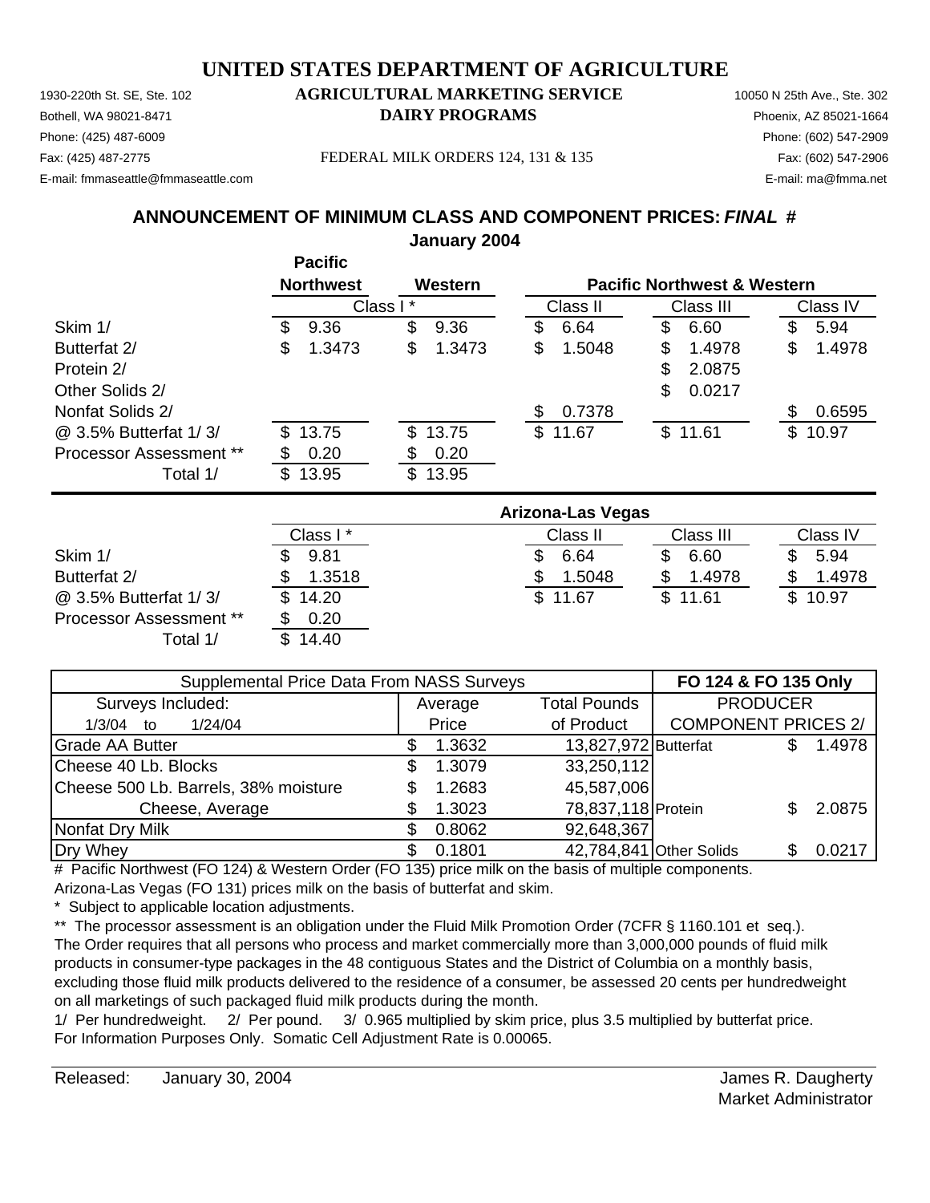# UNITED STATES DEPARTMENT OF AGRICULTURE

## AGRICULTURAL MARKETING SERVICE
## DAIRY PROGRAMS

1930-220th St. SE, Ste. 102
Bothell, WA 98021-8471
Phone: (425) 487-6009
Fax: (425) 487-2775
E-mail: fmmaseattle@fmmaseattle.com

FEDERAL MILK ORDERS 124, 131 & 135

10050 N 25th Ave., Ste. 302
Phoenix, AZ 85021-1664
Phone: (602) 547-2909
Fax: (602) 547-2906
E-mail: ma@fmma.net

### ANNOUNCEMENT OF MINIMUM CLASS AND COMPONENT PRICES: *FINAL* #
### January 2004

| | Pacific Northwest | Western | Pacific Northwest & Western | | |
|---|---|---|---|---|---|
| | Class I * | Class I * | Class II | Class III | Class IV |
| Skim 1/ | $ 9.36 | $ 9.36 | $ 6.64 | $ 6.60 | $ 5.94 |
| Butterfat 2/ | $ 1.3473 | $ 1.3473 | $ 1.5048 | $ 1.4978 | $ 1.4978 |
| Protein 2/ | | | | $ 2.0875 | |
| Other Solids 2/ | | | | $ 0.0217 | |
| Nonfat Solids 2/ | | | $ 0.7378 | | $ 0.6595 |
| @ 3.5% Butterfat 1/ 3/ | $ 13.75 | $ 13.75 | $ 11.67 | $ 11.61 | $ 10.97 |
| Processor Assessment ** | $ 0.20 | $ 0.20 | | | |
| Total 1/ | $ 13.95 | $ 13.95 | | | |

| | Arizona-Las Vegas | | | |
|---|---|---|---|---|
| | Class I * | Class II | Class III | Class IV |
| Skim 1/ | $ 9.81 | $ 6.64 | $ 6.60 | $ 5.94 |
| Butterfat 2/ | $ 1.3518 | $ 1.5048 | $ 1.4978 | $ 1.4978 |
| @ 3.5% Butterfat 1/ 3/ | $ 14.20 | $ 11.67 | $ 11.61 | $ 10.97 |
| Processor Assessment ** | $ 0.20 | | | |
| Total 1/ | $ 14.40 | | | |

| Supplemental Price Data From NASS Surveys | | | FO 124 & FO 135 Only | |
|---|---|---|---|---|
| Surveys Included: | Average | Total Pounds | PRODUCER | |
| 1/3/04 to 1/24/04 | Price | of Product | COMPONENT PRICES 2/ | |
| Grade AA Butter | $ 1.3632 | 13,827,972 | Butterfat | $ 1.4978 |
| Cheese 40 Lb. Blocks | $ 1.3079 | 33,250,112 | | |
| Cheese 500 Lb. Barrels, 38% moisture | $ 1.2683 | 45,587,006 | | |
| Cheese, Average | $ 1.3023 | 78,837,118 | Protein | $ 2.0875 |
| Nonfat Dry Milk | $ 0.8062 | 92,648,367 | | |
| Dry Whey | $ 0.1801 | 42,784,841 | Other Solids | $ 0.0217 |

# Pacific Northwest (FO 124) & Western Order (FO 135) price milk on the basis of multiple components.
Arizona-Las Vegas (FO 131) prices milk on the basis of butterfat and skim.

\* Subject to applicable location adjustments.

** The processor assessment is an obligation under the Fluid Milk Promotion Order (7CFR § 1160.101 et seq.). The Order requires that all persons who process and market commercially more than 3,000,000 pounds of fluid milk products in consumer-type packages in the 48 contiguous States and the District of Columbia on a monthly basis, excluding those fluid milk products delivered to the residence of a consumer, be assessed 20 cents per hundredweight on all marketings of such packaged fluid milk products during the month.

1/ Per hundredweight. 2/ Per pound. 3/ 0.965 multiplied by skim price, plus 3.5 multiplied by butterfat price.
For Information Purposes Only. Somatic Cell Adjustment Rate is 0.00065.

Released: January 30, 2004

James R. Daugherty
Market Administrator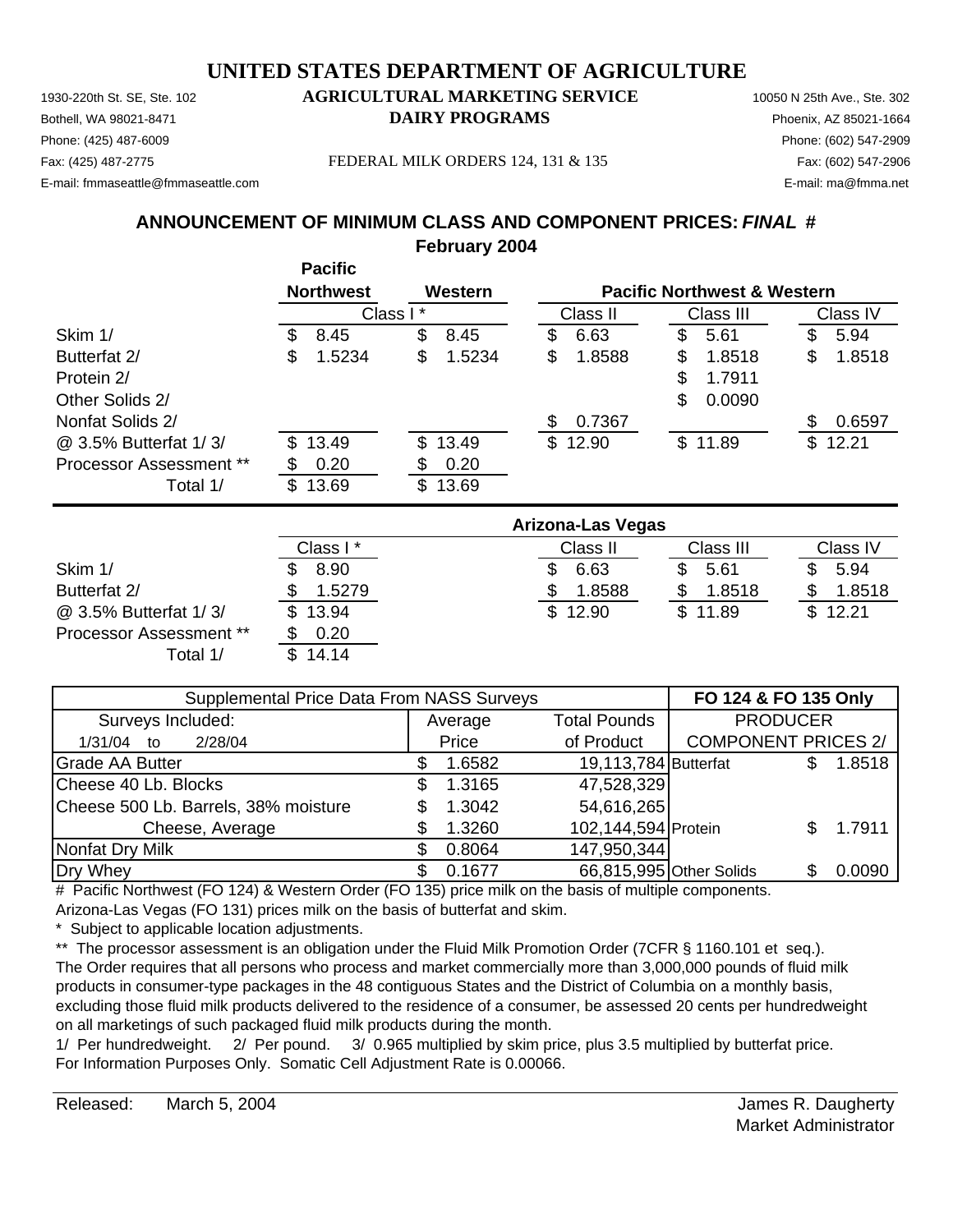# UNITED STATES DEPARTMENT OF AGRICULTURE

1930-220th St. SE, Ste. 102 | **AGRICULTURAL MARKETING SERVICE** | 10050 N 25th Ave., Ste. 302
Bothell, WA 98021-8471 | **DAIRY PROGRAMS** | Phoenix, AZ 85021-1664
Phone: (425) 487-6009 | Phone: (602) 547-2909
Fax: (425) 487-2775 | FEDERAL MILK ORDERS 124, 131 & 135 | Fax: (602) 547-2906
E-mail: fmmaseattle@fmmaseattle.com | E-mail: ma@fmma.net

## ANNOUNCEMENT OF MINIMUM CLASS AND COMPONENT PRICES: *FINAL* #

**February 2004**

| | Pacific Northwest | Western | Pacific Northwest & Western | | |
|---|---|---|---|---|---|
| | Class I * | Class I * | Class II | Class III | Class IV |
| Skim 1/ | $ 8.45 | $ 8.45 | $ 6.63 | $ 5.61 | $ 5.94 |
| Butterfat 2/ | $ 1.5234 | $ 1.5234 | $ 1.8588 | $ 1.8518 | $ 1.8518 |
| Protein 2/ | | | | $ 1.7911 | |
| Other Solids 2/ | | | | $ 0.0090 | |
| Nonfat Solids 2/ | | | $ 0.7367 | | $ 0.6597 |
| @ 3.5% Butterfat 1/ 3/ | $ 13.49 | $ 13.49 | $ 12.90 | $ 11.89 | $ 12.21 |
| Processor Assessment ** | $ 0.20 | $ 0.20 | | | |
| Total 1/ | $ 13.69 | $ 13.69 | | | |

| | Arizona-Las Vegas | | | |
|---|---|---|---|---|
| | Class I * | Class II | Class III | Class IV |
| Skim 1/ | $ 8.90 | $ 6.63 | $ 5.61 | $ 5.94 |
| Butterfat 2/ | $ 1.5279 | $ 1.8588 | $ 1.8518 | $ 1.8518 |
| @ 3.5% Butterfat 1/ 3/ | $ 13.94 | $ 12.90 | $ 11.89 | $ 12.21 |
| Processor Assessment ** | $ 0.20 | | | |
| Total 1/ | $ 14.14 | | | |

| Supplemental Price Data From NASS Surveys | | | FO 124 & FO 135 Only | |
|---|---|---|---|---|
| Surveys Included: | Average | Total Pounds | PRODUCER | |
| 1/31/04 to 2/28/04 | Price | of Product | COMPONENT PRICES 2/ | |
| Grade AA Butter | $ 1.6582 | 19,113,784 | Butterfat | $ 1.8518 |
| Cheese 40 Lb. Blocks | $ 1.3165 | 47,528,329 | | |
| Cheese 500 Lb. Barrels, 38% moisture | $ 1.3042 | 54,616,265 | | |
| Cheese, Average | $ 1.3260 | 102,144,594 | Protein | $ 1.7911 |
| Nonfat Dry Milk | $ 0.8064 | 147,950,344 | | |
| Dry Whey | $ 0.1677 | 66,815,995 | Other Solids | $ 0.0090 |

# Pacific Northwest (FO 124) & Western Order (FO 135) price milk on the basis of multiple components.
Arizona-Las Vegas (FO 131) prices milk on the basis of butterfat and skim.

\* Subject to applicable location adjustments.

** The processor assessment is an obligation under the Fluid Milk Promotion Order (7CFR § 1160.101 et seq.). The Order requires that all persons who process and market commercially more than 3,000,000 pounds of fluid milk products in consumer-type packages in the 48 contiguous States and the District of Columbia on a monthly basis, excluding those fluid milk products delivered to the residence of a consumer, be assessed 20 cents per hundredweight on all marketings of such packaged fluid milk products during the month.

1/ Per hundredweight. 2/ Per pound. 3/ 0.965 multiplied by skim price, plus 3.5 multiplied by butterfat price.
For Information Purposes Only. Somatic Cell Adjustment Rate is 0.00066.

Released: March 5, 2004

James R. Daugherty
Market Administrator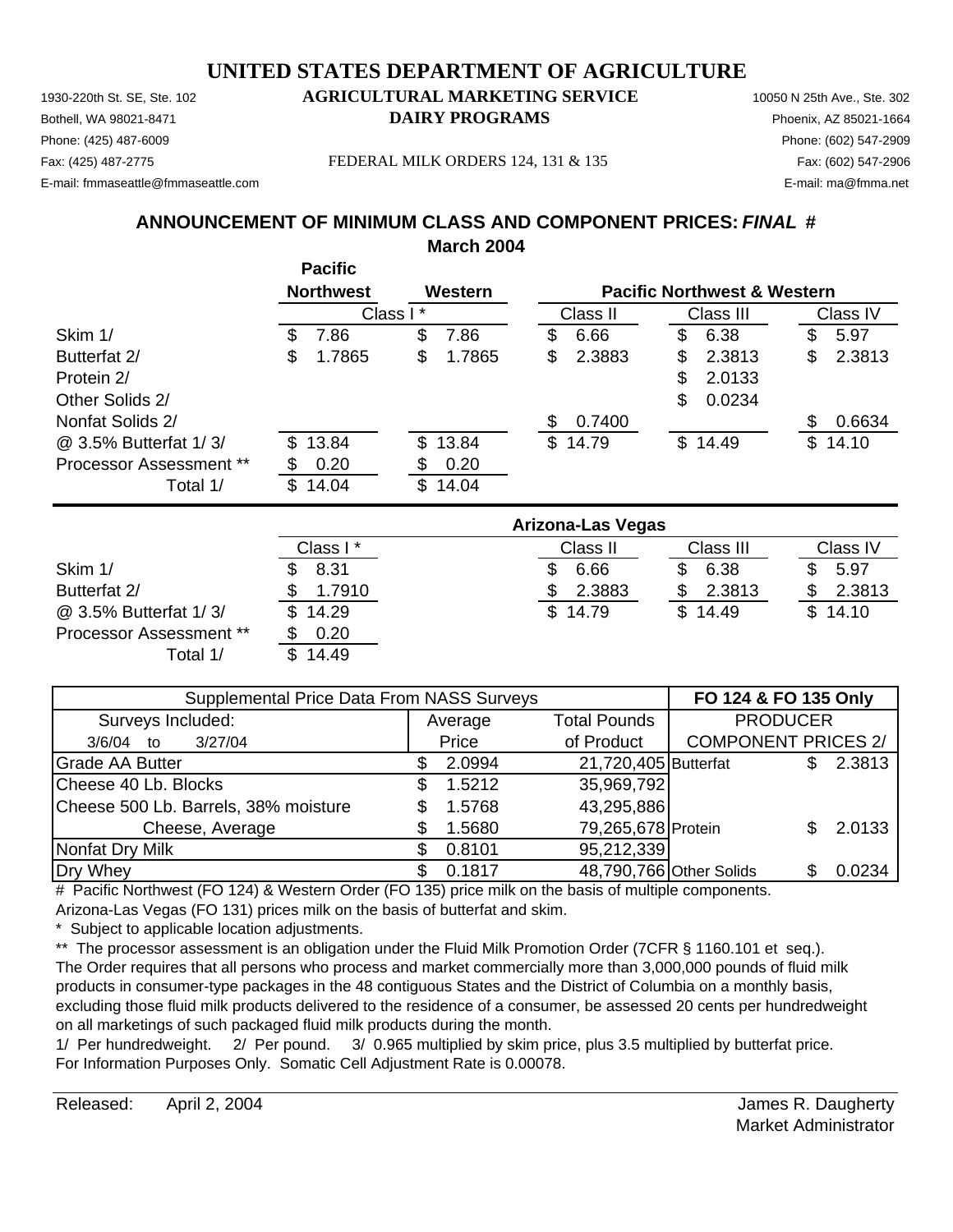# UNITED STATES DEPARTMENT OF AGRICULTURE

## AGRICULTURAL MARKETING SERVICE
## DAIRY PROGRAMS

1930-220th St. SE, Ste. 102
Bothell, WA 98021-8471
Phone: (425) 487-6009
Fax: (425) 487-2775
E-mail: fmmaseattle@fmmaseattle.com

FEDERAL MILK ORDERS 124, 131 & 135

10050 N 25th Ave., Ste. 302
Phoenix, AZ 85021-1664
Phone: (602) 547-2909
Fax: (602) 547-2906
E-mail: ma@fmma.net

### ANNOUNCEMENT OF MINIMUM CLASS AND COMPONENT PRICES: *FINAL* #
### March 2004

| | Pacific Northwest | Western | Pacific Northwest & Western | | |
|---|---|---|---|---|---|
| | Class I * | Class I * | Class II | Class III | Class IV |
| Skim 1/ | $ 7.86 | $ 7.86 | $ 6.66 | $ 6.38 | $ 5.97 |
| Butterfat 2/ | $ 1.7865 | $ 1.7865 | $ 2.3883 | $ 2.3813 | $ 2.3813 |
| Protein 2/ | | | | $ 2.0133 | |
| Other Solids 2/ | | | | $ 0.0234 | |
| Nonfat Solids 2/ | | | $ 0.7400 | | $ 0.6634 |
| @ 3.5% Butterfat 1/ 3/ | $ 13.84 | $ 13.84 | $ 14.79 | $ 14.49 | $ 14.10 |
| Processor Assessment ** | $ 0.20 | $ 0.20 | | | |
| Total 1/ | $ 14.04 | $ 14.04 | | | |

| | Arizona-Las Vegas | | | |
|---|---|---|---|---|
| | Class I * | Class II | Class III | Class IV |
| Skim 1/ | $ 8.31 | $ 6.66 | $ 6.38 | $ 5.97 |
| Butterfat 2/ | $ 1.7910 | $ 2.3883 | $ 2.3813 | $ 2.3813 |
| @ 3.5% Butterfat 1/ 3/ | $ 14.29 | $ 14.79 | $ 14.49 | $ 14.10 |
| Processor Assessment ** | $ 0.20 | | | |
| Total 1/ | $ 14.49 | | | |

| Supplemental Price Data From NASS Surveys | | | FO 124 & FO 135 Only | |
|---|---|---|---|---|
| Surveys Included: | Average | Total Pounds | PRODUCER | |
| 3/6/04 to 3/27/04 | Price | of Product | COMPONENT PRICES 2/ | |
| Grade AA Butter | $ 2.0994 | 21,720,405 | Butterfat | $ 2.3813 |
| Cheese 40 Lb. Blocks | $ 1.5212 | 35,969,792 | | |
| Cheese 500 Lb. Barrels, 38% moisture | $ 1.5768 | 43,295,886 | | |
| Cheese, Average | $ 1.5680 | 79,265,678 | Protein | $ 2.0133 |
| Nonfat Dry Milk | $ 0.8101 | 95,212,339 | | |
| Dry Whey | $ 0.1817 | 48,790,766 | Other Solids | $ 0.0234 |

# Pacific Northwest (FO 124) & Western Order (FO 135) price milk on the basis of multiple components.
Arizona-Las Vegas (FO 131) prices milk on the basis of butterfat and skim.

\* Subject to applicable location adjustments.

** The processor assessment is an obligation under the Fluid Milk Promotion Order (7CFR § 1160.101 et seq.). The Order requires that all persons who process and market commercially more than 3,000,000 pounds of fluid milk products in consumer-type packages in the 48 contiguous States and the District of Columbia on a monthly basis, excluding those fluid milk products delivered to the residence of a consumer, be assessed 20 cents per hundredweight on all marketings of such packaged fluid milk products during the month.

1/ Per hundredweight. 2/ Per pound. 3/ 0.965 multiplied by skim price, plus 3.5 multiplied by butterfat price.
For Information Purposes Only. Somatic Cell Adjustment Rate is 0.00078.

Released: April 2, 2004

James R. Daugherty
Market Administrator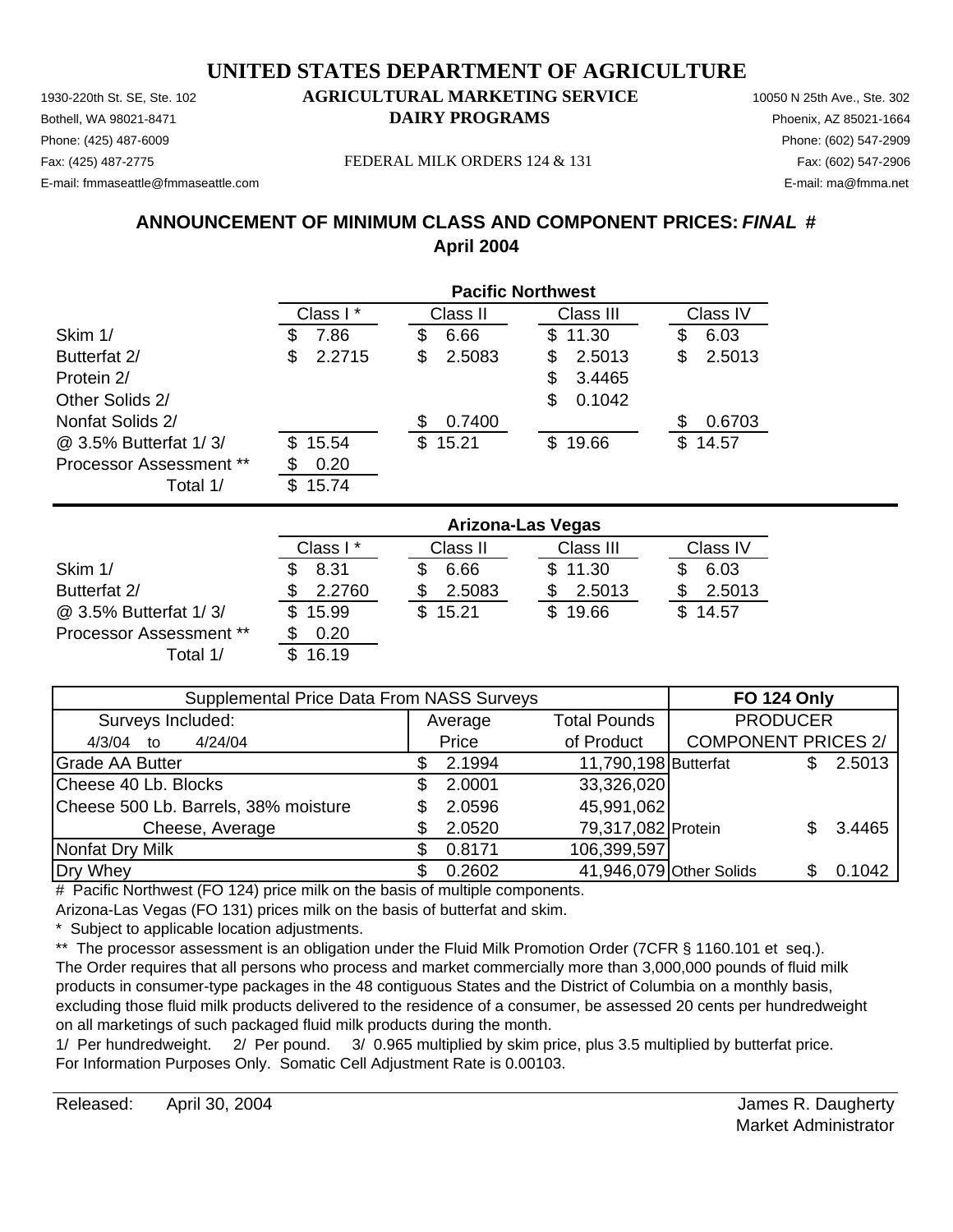# UNITED STATES DEPARTMENT OF AGRICULTURE

1930-220th St. SE, Ste. 102
Bothell, WA 98021-8471
Phone: (425) 487-6009
Fax: (425) 487-2775
E-mail: fmmaseattle@fmmaseattle.com

**AGRICULTURAL MARKETING SERVICE**
**DAIRY PROGRAMS**

FEDERAL MILK ORDERS 124 & 131

10050 N 25th Ave., Ste. 302
Phoenix, AZ 85021-1664
Phone: (602) 547-2909
Fax: (602) 547-2906
E-mail: ma@fmma.net

## ANNOUNCEMENT OF MINIMUM CLASS AND COMPONENT PRICES: *FINAL* #
## April 2004

| | Pacific Northwest | | | |
|---|---|---|---|---|
| | Class I * | Class II | Class III | Class IV |
| Skim 1/ | $ 7.86 | $ 6.66 | $ 11.30 | $ 6.03 |
| Butterfat 2/ | $ 2.2715 | $ 2.5083 | $ 2.5013 | $ 2.5013 |
| Protein 2/ | | | $ 3.4465 | |
| Other Solids 2/ | | | $ 0.1042 | |
| Nonfat Solids 2/ | | $ 0.7400 | | $ 0.6703 |
| @ 3.5% Butterfat 1/ 3/ | $ 15.54 | $ 15.21 | $ 19.66 | $ 14.57 |
| Processor Assessment ** | $ 0.20 | | | |
| Total 1/ | $ 15.74 | | | |

| | Arizona-Las Vegas | | | |
|---|---|---|---|---|
| | Class I * | Class II | Class III | Class IV |
| Skim 1/ | $ 8.31 | $ 6.66 | $ 11.30 | $ 6.03 |
| Butterfat 2/ | $ 2.2760 | $ 2.5083 | $ 2.5013 | $ 2.5013 |
| @ 3.5% Butterfat 1/ 3/ | $ 15.99 | $ 15.21 | $ 19.66 | $ 14.57 |
| Processor Assessment ** | $ 0.20 | | | |
| Total 1/ | $ 16.19 | | | |

| Supplemental Price Data From NASS Surveys | | | FO 124 Only | |
|---|---|---|---|---|
| Surveys Included: | Average | Total Pounds | PRODUCER | |
| 4/3/04 to 4/24/04 | Price | of Product | COMPONENT PRICES 2/ | |
| Grade AA Butter | $ 2.1994 | 11,790,198 | Butterfat | $ 2.5013 |
| Cheese 40 Lb. Blocks | $ 2.0001 | 33,326,020 | | |
| Cheese 500 Lb. Barrels, 38% moisture | $ 2.0596 | 45,991,062 | | |
| Cheese, Average | $ 2.0520 | 79,317,082 | Protein | $ 3.4465 |
| Nonfat Dry Milk | $ 0.8171 | 106,399,597 | | |
| Dry Whey | $ 0.2602 | 41,946,079 | Other Solids | $ 0.1042 |

\# Pacific Northwest (FO 124) price milk on the basis of multiple components.
Arizona-Las Vegas (FO 131) prices milk on the basis of butterfat and skim.
\* Subject to applicable location adjustments.
\*\* The processor assessment is an obligation under the Fluid Milk Promotion Order (7CFR § 1160.101 et seq.). The Order requires that all persons who process and market commercially more than 3,000,000 pounds of fluid milk products in consumer-type packages in the 48 contiguous States and the District of Columbia on a monthly basis, excluding those fluid milk products delivered to the residence of a consumer, be assessed 20 cents per hundredweight on all marketings of such packaged fluid milk products during the month.
1/ Per hundredweight. 2/ Per pound. 3/ 0.965 multiplied by skim price, plus 3.5 multiplied by butterfat price.
For Information Purposes Only. Somatic Cell Adjustment Rate is 0.00103.

Released: April 30, 2004

James R. Daugherty
Market Administrator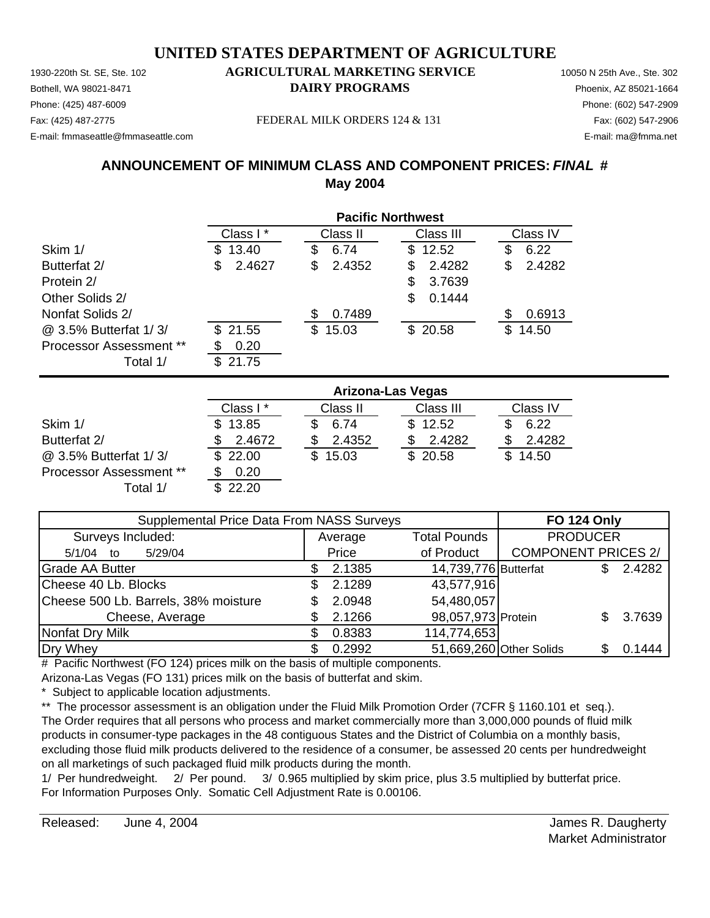# UNITED STATES DEPARTMENT OF AGRICULTURE

## AGRICULTURAL MARKETING SERVICE
## DAIRY PROGRAMS

FEDERAL MILK ORDERS 124 & 131

1930-220th St. SE, Ste. 102
Bothell, WA 98021-8471
Phone: (425) 487-6009
Fax: (425) 487-2775
E-mail: fmmaseattle@fmmaseattle.com

10050 N 25th Ave., Ste. 302
Phoenix, AZ 85021-1664
Phone: (602) 547-2909
Fax: (602) 547-2906
E-mail: ma@fmma.net

### ANNOUNCEMENT OF MINIMUM CLASS AND COMPONENT PRICES: *FINAL* #
### May 2004

| | Pacific Northwest | | | |
|---|---|---|---|---|
| | Class I * | Class II | Class III | Class IV |
| Skim 1/ | $ 13.40 | $ 6.74 | $ 12.52 | $ 6.22 |
| Butterfat 2/ | $ 2.4627 | $ 2.4352 | $ 2.4282 | $ 2.4282 |
| Protein 2/ | | | $ 3.7639 | |
| Other Solids 2/ | | | $ 0.1444 | |
| Nonfat Solids 2/ | | $ 0.7489 | | $ 0.6913 |
| @ 3.5% Butterfat 1/ 3/ | $ 21.55 | $ 15.03 | $ 20.58 | $ 14.50 |
| Processor Assessment ** | $ 0.20 | | | |
| Total 1/ | $ 21.75 | | | |

| | Arizona-Las Vegas | | | |
|---|---|---|---|---|
| | Class I * | Class II | Class III | Class IV |
| Skim 1/ | $ 13.85 | $ 6.74 | $ 12.52 | $ 6.22 |
| Butterfat 2/ | $ 2.4672 | $ 2.4352 | $ 2.4282 | $ 2.4282 |
| @ 3.5% Butterfat 1/ 3/ | $ 22.00 | $ 15.03 | $ 20.58 | $ 14.50 |
| Processor Assessment ** | $ 0.20 | | | |
| Total 1/ | $ 22.20 | | | |

| Supplemental Price Data From NASS Surveys | | | FO 124 Only | |
|---|---|---|---|---|
| Surveys Included: | Average | Total Pounds | PRODUCER | |
| 5/1/04 to 5/29/04 | Price | of Product | COMPONENT PRICES 2/ | |
| Grade AA Butter | $ 2.1385 | 14,739,776 | Butterfat | $ 2.4282 |
| Cheese 40 Lb. Blocks | $ 2.1289 | 43,577,916 | | |
| Cheese 500 Lb. Barrels, 38% moisture | $ 2.0948 | 54,480,057 | | |
| Cheese, Average | $ 2.1266 | 98,057,973 | Protein | $ 3.7639 |
| Nonfat Dry Milk | $ 0.8383 | 114,774,653 | | |
| Dry Whey | $ 0.2992 | 51,669,260 | Other Solids | $ 0.1444 |

\# Pacific Northwest (FO 124) prices milk on the basis of multiple components.
Arizona-Las Vegas (FO 131) prices milk on the basis of butterfat and skim.
\* Subject to applicable location adjustments.
\*\* The processor assessment is an obligation under the Fluid Milk Promotion Order (7CFR § 1160.101 et seq.). The Order requires that all persons who process and market commercially more than 3,000,000 pounds of fluid milk products in consumer-type packages in the 48 contiguous States and the District of Columbia on a monthly basis, excluding those fluid milk products delivered to the residence of a consumer, be assessed 20 cents per hundredweight on all marketings of such packaged fluid milk products during the month.
1/ Per hundredweight. 2/ Per pound. 3/ 0.965 multiplied by skim price, plus 3.5 multiplied by butterfat price.
For Information Purposes Only. Somatic Cell Adjustment Rate is 0.00106.

Released: June 4, 2004

James R. Daugherty
Market Administrator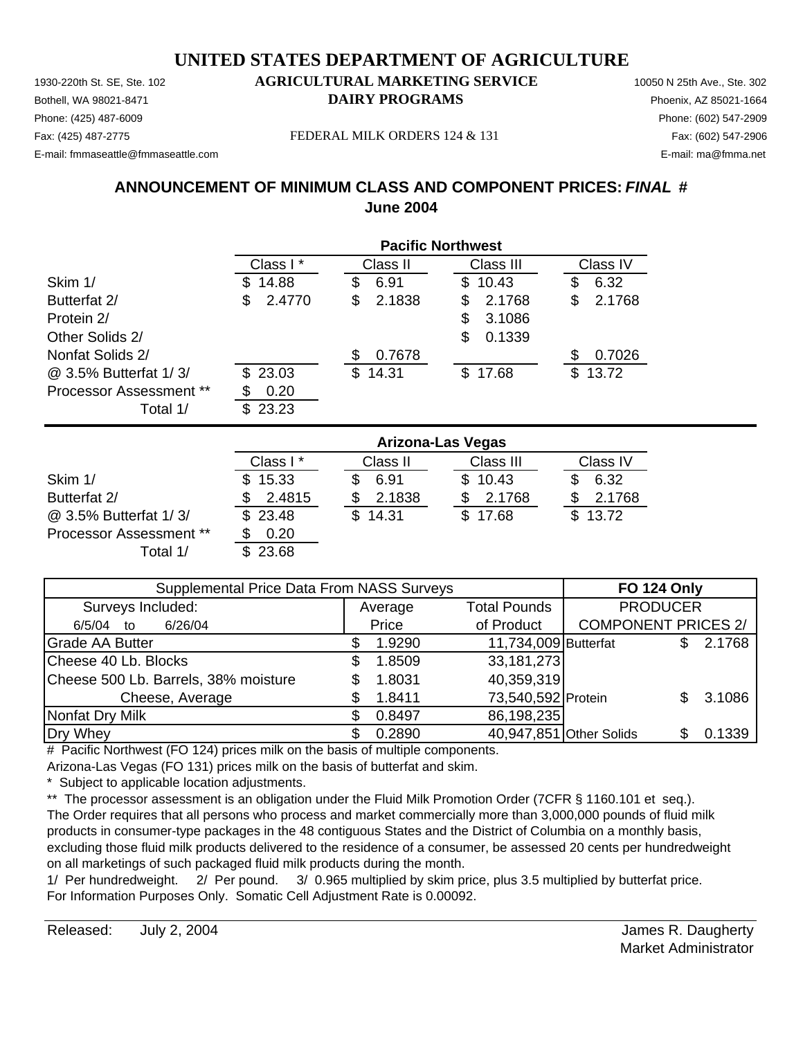# UNITED STATES DEPARTMENT OF AGRICULTURE

## AGRICULTURAL MARKETING SERVICE

## DAIRY PROGRAMS

1930-220th St. SE, Ste. 102
Bothell, WA 98021-8471
Phone: (425) 487-6009
Fax: (425) 487-2775
E-mail: fmmaseattle@fmmaseattle.com

FEDERAL MILK ORDERS 124 & 131

10050 N 25th Ave., Ste. 302
Phoenix, AZ 85021-1664
Phone: (602) 547-2909
Fax: (602) 547-2906
E-mail: ma@fmma.net

### ANNOUNCEMENT OF MINIMUM CLASS AND COMPONENT PRICES: *FINAL* #
### June 2004

| | Pacific Northwest | | | |
|---|---|---|---|---|
| | Class I * | Class II | Class III | Class IV |
| Skim 1/ | $ 14.88 | $ 6.91 | $ 10.43 | $ 6.32 |
| Butterfat 2/ | $ 2.4770 | $ 2.1838 | $ 2.1768 | $ 2.1768 |
| Protein 2/ | | | $ 3.1086 | |
| Other Solids 2/ | | | $ 0.1339 | |
| Nonfat Solids 2/ | | $ 0.7678 | | $ 0.7026 |
| @ 3.5% Butterfat 1/ 3/ | $ 23.03 | $ 14.31 | $ 17.68 | $ 13.72 |
| Processor Assessment ** | $ 0.20 | | | |
| Total 1/ | $ 23.23 | | | |

| | Arizona-Las Vegas | | | |
|---|---|---|---|---|
| | Class I * | Class II | Class III | Class IV |
| Skim 1/ | $ 15.33 | $ 6.91 | $ 10.43 | $ 6.32 |
| Butterfat 2/ | $ 2.4815 | $ 2.1838 | $ 2.1768 | $ 2.1768 |
| @ 3.5% Butterfat 1/ 3/ | $ 23.48 | $ 14.31 | $ 17.68 | $ 13.72 |
| Processor Assessment ** | $ 0.20 | | | |
| Total 1/ | $ 23.68 | | | |

| Supplemental Price Data From NASS Surveys | | | FO 124 Only | |
|---|---|---|---|---|
| Surveys Included: | Average | Total Pounds | PRODUCER | |
| 6/5/04 to 6/26/04 | Price | of Product | COMPONENT PRICES 2/ | |
| Grade AA Butter | $ 1.9290 | 11,734,009 | Butterfat | $ 2.1768 |
| Cheese 40 Lb. Blocks | $ 1.8509 | 33,181,273 | | |
| Cheese 500 Lb. Barrels, 38% moisture | $ 1.8031 | 40,359,319 | | |
| Cheese, Average | $ 1.8411 | 73,540,592 | Protein | $ 3.1086 |
| Nonfat Dry Milk | $ 0.8497 | 86,198,235 | | |
| Dry Whey | $ 0.2890 | 40,947,851 | Other Solids | $ 0.1339 |

# Pacific Northwest (FO 124) prices milk on the basis of multiple components.
Arizona-Las Vegas (FO 131) prices milk on the basis of butterfat and skim.

\* Subject to applicable location adjustments.

** The processor assessment is an obligation under the Fluid Milk Promotion Order (7CFR § 1160.101 et seq.). The Order requires that all persons who process and market commercially more than 3,000,000 pounds of fluid milk products in consumer-type packages in the 48 contiguous States and the District of Columbia on a monthly basis, excluding those fluid milk products delivered to the residence of a consumer, be assessed 20 cents per hundredweight on all marketings of such packaged fluid milk products during the month.

1/ Per hundredweight. 2/ Per pound. 3/ 0.965 multiplied by skim price, plus 3.5 multiplied by butterfat price.
For Information Purposes Only. Somatic Cell Adjustment Rate is 0.00092.

Released: July 2, 2004

James R. Daugherty
Market Administrator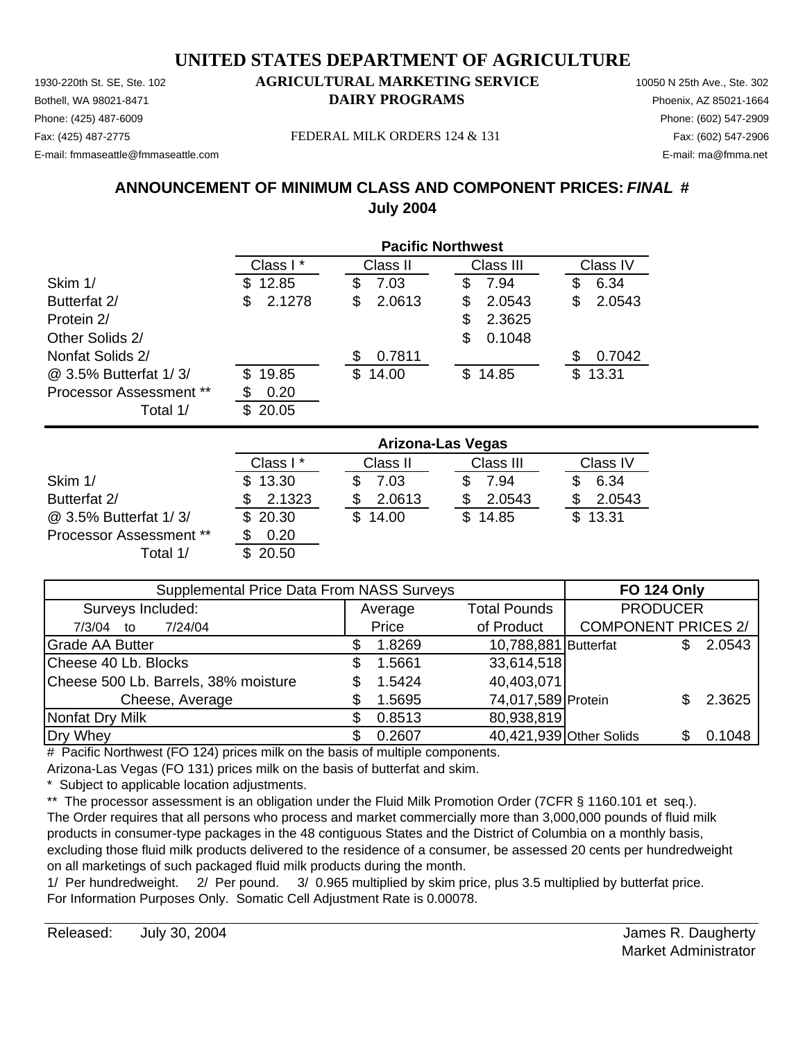# UNITED STATES DEPARTMENT OF AGRICULTURE

1930-220th St. SE, Ste. 102
Bothell, WA 98021-8471
Phone: (425) 487-6009
Fax: (425) 487-2775
E-mail: fmmaseattle@fmmaseattle.com

**AGRICULTURAL MARKETING SERVICE**
**DAIRY PROGRAMS**

FEDERAL MILK ORDERS 124 & 131

10050 N 25th Ave., Ste. 302
Phoenix, AZ 85021-1664
Phone: (602) 547-2909
Fax: (602) 547-2906
E-mail: ma@fmma.net

## ANNOUNCEMENT OF MINIMUM CLASS AND COMPONENT PRICES: *FINAL* #
## July 2004

| | Pacific Northwest | | | |
|---|---|---|---|---|
| | Class I * | Class II | Class III | Class IV |
| Skim 1/ | $ 12.85 | $ 7.03 | $ 7.94 | $ 6.34 |
| Butterfat 2/ | $ 2.1278 | $ 2.0613 | $ 2.0543 | $ 2.0543 |
| Protein 2/ | | | $ 2.3625 | |
| Other Solids 2/ | | | $ 0.1048 | |
| Nonfat Solids 2/ | | $ 0.7811 | | $ 0.7042 |
| @ 3.5% Butterfat 1/ 3/ | $ 19.85 | $ 14.00 | $ 14.85 | $ 13.31 |
| Processor Assessment ** | $ 0.20 | | | |
| Total 1/ | $ 20.05 | | | |

| | Arizona-Las Vegas | | | |
|---|---|---|---|---|
| | Class I * | Class II | Class III | Class IV |
| Skim 1/ | $ 13.30 | $ 7.03 | $ 7.94 | $ 6.34 |
| Butterfat 2/ | $ 2.1323 | $ 2.0613 | $ 2.0543 | $ 2.0543 |
| @ 3.5% Butterfat 1/ 3/ | $ 20.30 | $ 14.00 | $ 14.85 | $ 13.31 |
| Processor Assessment ** | $ 0.20 | | | |
| Total 1/ | $ 20.50 | | | |

| Supplemental Price Data From NASS Surveys | | | FO 124 Only | |
|---|---|---|---|---|
| Surveys Included: | Average | Total Pounds | PRODUCER | |
| 7/3/04 to 7/24/04 | Price | of Product | COMPONENT PRICES 2/ | |
| Grade AA Butter | $ 1.8269 | 10,788,881 | Butterfat | $ 2.0543 |
| Cheese 40 Lb. Blocks | $ 1.5661 | 33,614,518 | | |
| Cheese 500 Lb. Barrels, 38% moisture | $ 1.5424 | 40,403,071 | | |
| Cheese, Average | $ 1.5695 | 74,017,589 | Protein | $ 2.3625 |
| Nonfat Dry Milk | $ 0.8513 | 80,938,819 | | |
| Dry Whey | $ 0.2607 | 40,421,939 | Other Solids | $ 0.1048 |

# Pacific Northwest (FO 124) prices milk on the basis of multiple components.
Arizona-Las Vegas (FO 131) prices milk on the basis of butterfat and skim.
* Subject to applicable location adjustments.
** The processor assessment is an obligation under the Fluid Milk Promotion Order (7CFR § 1160.101 et seq.). The Order requires that all persons who process and market commercially more than 3,000,000 pounds of fluid milk products in consumer-type packages in the 48 contiguous States and the District of Columbia on a monthly basis, excluding those fluid milk products delivered to the residence of a consumer, be assessed 20 cents per hundredweight on all marketings of such packaged fluid milk products during the month.
1/ Per hundredweight. 2/ Per pound. 3/ 0.965 multiplied by skim price, plus 3.5 multiplied by butterfat price.
For Information Purposes Only. Somatic Cell Adjustment Rate is 0.00078.

Released: July 30, 2004

James R. Daugherty
Market Administrator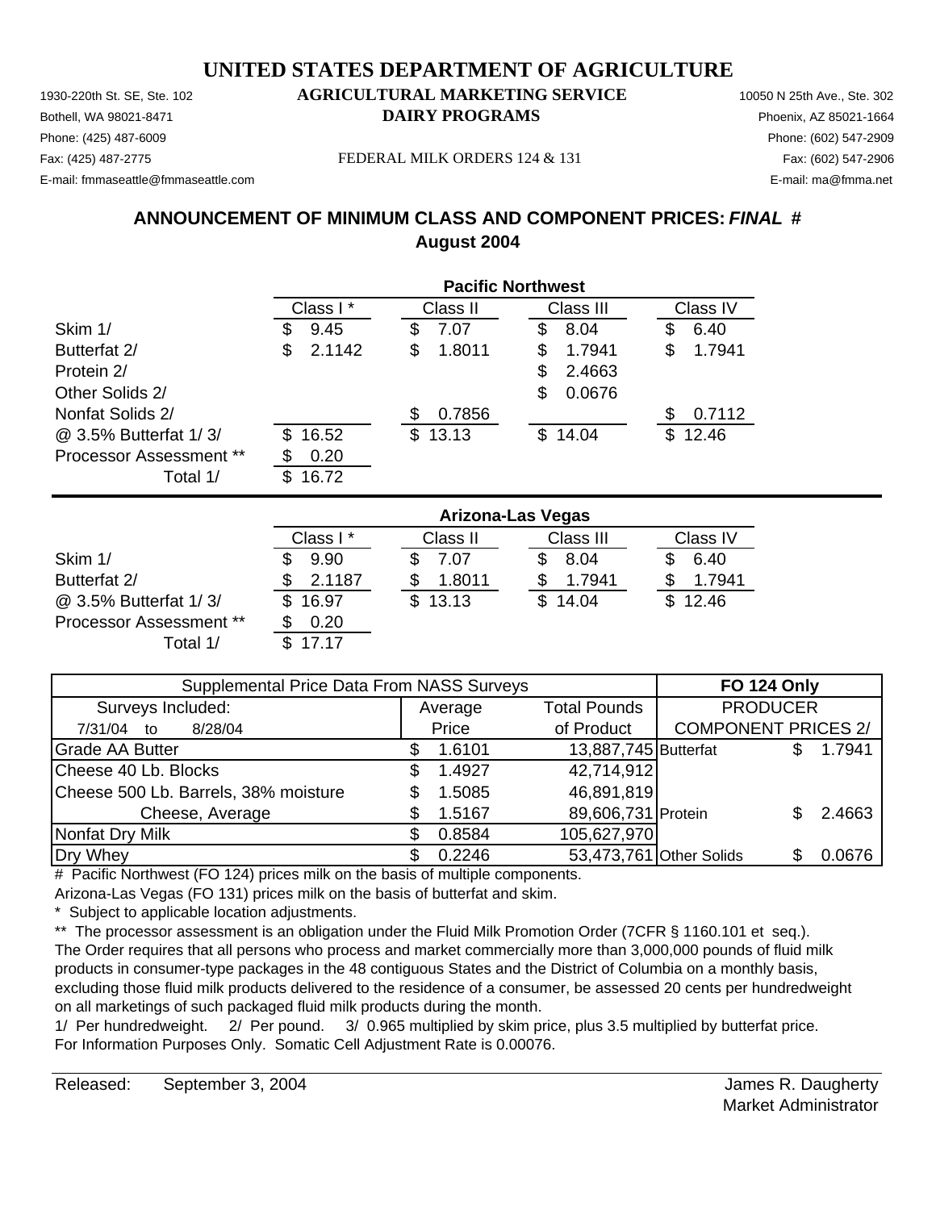# UNITED STATES DEPARTMENT OF AGRICULTURE

1930-220th St. SE, Ste. 102
Bothell, WA 98021-8471
Phone: (425) 487-6009
Fax: (425) 487-2775
E-mail: fmmaseattle@fmmaseattle.com

**AGRICULTURAL MARKETING SERVICE**
**DAIRY PROGRAMS**

FEDERAL MILK ORDERS 124 & 131

10050 N 25th Ave., Ste. 302
Phoenix, AZ 85021-1664
Phone: (602) 547-2909
Fax: (602) 547-2906
E-mail: ma@fmma.net

## ANNOUNCEMENT OF MINIMUM CLASS AND COMPONENT PRICES: *FINAL* #
## August 2004

| | **Pacific Northwest** | | | |
|---|---|---|---|---|
| | Class I * | Class II | Class III | Class IV |
| Skim 1/ | $ 9.45 | $ 7.07 | $ 8.04 | $ 6.40 |
| Butterfat 2/ | $ 2.1142 | $ 1.8011 | $ 1.7941 | $ 1.7941 |
| Protein 2/ | | | $ 2.4663 | |
| Other Solids 2/ | | | $ 0.0676 | |
| Nonfat Solids 2/ | | $ 0.7856 | | $ 0.7112 |
| @ 3.5% Butterfat 1/ 3/ | $ 16.52 | $ 13.13 | $ 14.04 | $ 12.46 |
| Processor Assessment ** | $ 0.20 | | | |
| Total 1/ | $ 16.72 | | | |

| | **Arizona-Las Vegas** | | | |
|---|---|---|---|---|
| | Class I * | Class II | Class III | Class IV |
| Skim 1/ | $ 9.90 | $ 7.07 | $ 8.04 | $ 6.40 |
| Butterfat 2/ | $ 2.1187 | $ 1.8011 | $ 1.7941 | $ 1.7941 |
| @ 3.5% Butterfat 1/ 3/ | $ 16.97 | $ 13.13 | $ 14.04 | $ 12.46 |
| Processor Assessment ** | $ 0.20 | | | |
| Total 1/ | $ 17.17 | | | |

| Supplemental Price Data From NASS Surveys | | | **FO 124 Only** | |
|---|---|---|---|---|
| Surveys Included: | Average | Total Pounds | PRODUCER | |
| 7/31/04 to 8/28/04 | Price | of Product | COMPONENT PRICES 2/ | |
| Grade AA Butter | $ 1.6101 | 13,887,745 | Butterfat | $ 1.7941 |
| Cheese 40 Lb. Blocks | $ 1.4927 | 42,714,912 | | |
| Cheese 500 Lb. Barrels, 38% moisture | $ 1.5085 | 46,891,819 | | |
| Cheese, Average | $ 1.5167 | 89,606,731 | Protein | $ 2.4663 |
| Nonfat Dry Milk | $ 0.8584 | 105,627,970 | | |
| Dry Whey | $ 0.2246 | 53,473,761 | Other Solids | $ 0.0676 |

# Pacific Northwest (FO 124) prices milk on the basis of multiple components.
Arizona-Las Vegas (FO 131) prices milk on the basis of butterfat and skim.
* Subject to applicable location adjustments.
** The processor assessment is an obligation under the Fluid Milk Promotion Order (7CFR § 1160.101 et seq.). The Order requires that all persons who process and market commercially more than 3,000,000 pounds of fluid milk products in consumer-type packages in the 48 contiguous States and the District of Columbia on a monthly basis, excluding those fluid milk products delivered to the residence of a consumer, be assessed 20 cents per hundredweight on all marketings of such packaged fluid milk products during the month.
1/ Per hundredweight. 2/ Per pound. 3/ 0.965 multiplied by skim price, plus 3.5 multiplied by butterfat price.
For Information Purposes Only. Somatic Cell Adjustment Rate is 0.00076.

Released: September 3, 2004

James R. Daugherty
Market Administrator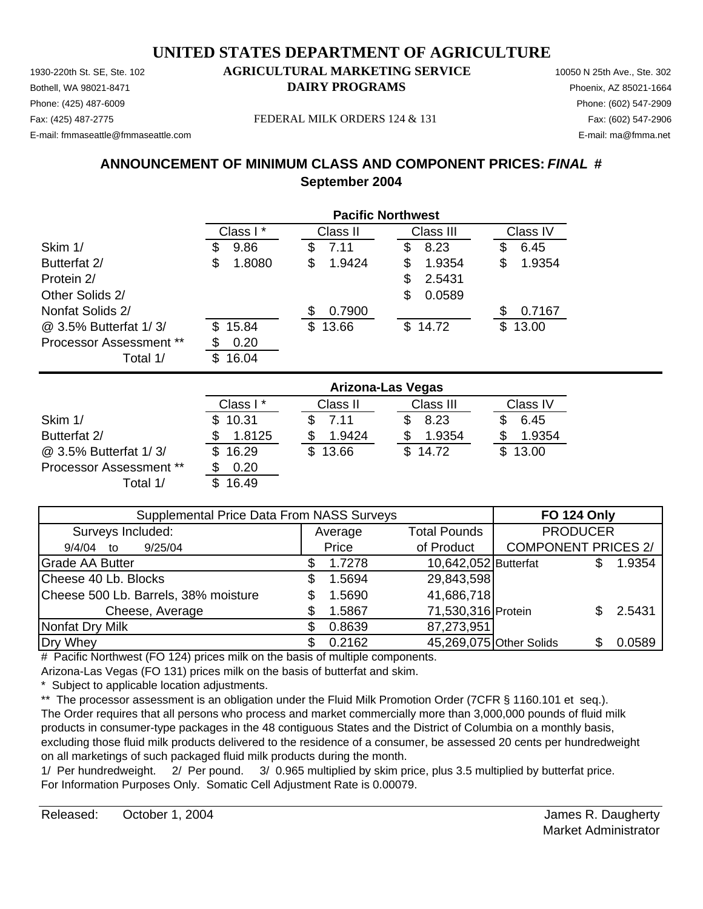# UNITED STATES DEPARTMENT OF AGRICULTURE

## AGRICULTURAL MARKETING SERVICE
## DAIRY PROGRAMS

1930-220th St. SE, Ste. 102
Bothell, WA 98021-8471
Phone: (425) 487-6009
Fax: (425) 487-2775
E-mail: fmmaseattle@fmmaseattle.com

10050 N 25th Ave., Ste. 302
Phoenix, AZ 85021-1664
Phone: (602) 547-2909
Fax: (602) 547-2906
E-mail: ma@fmma.net

FEDERAL MILK ORDERS 124 & 131

### ANNOUNCEMENT OF MINIMUM CLASS AND COMPONENT PRICES: *FINAL* #
### September 2004

| | Pacific Northwest | | | |
|---|---|---|---|---|
| | Class I * | Class II | Class III | Class IV |
| Skim 1/ | $ 9.86 | $ 7.11 | $ 8.23 | $ 6.45 |
| Butterfat 2/ | $ 1.8080 | $ 1.9424 | $ 1.9354 | $ 1.9354 |
| Protein 2/ | | | $ 2.5431 | |
| Other Solids 2/ | | | $ 0.0589 | |
| Nonfat Solids 2/ | | $ 0.7900 | | $ 0.7167 |
| @ 3.5% Butterfat 1/ 3/ | $ 15.84 | $ 13.66 | $ 14.72 | $ 13.00 |
| Processor Assessment ** | $ 0.20 | | | |
| Total 1/ | $ 16.04 | | | |

| | Arizona-Las Vegas | | | |
|---|---|---|---|---|
| | Class I * | Class II | Class III | Class IV |
| Skim 1/ | $ 10.31 | $ 7.11 | $ 8.23 | $ 6.45 |
| Butterfat 2/ | $ 1.8125 | $ 1.9424 | $ 1.9354 | $ 1.9354 |
| @ 3.5% Butterfat 1/ 3/ | $ 16.29 | $ 13.66 | $ 14.72 | $ 13.00 |
| Processor Assessment ** | $ 0.20 | | | |
| Total 1/ | $ 16.49 | | | |

| Supplemental Price Data From NASS Surveys | | | FO 124 Only | |
|---|---|---|---|---|
| Surveys Included: | Average | Total Pounds | PRODUCER | |
| 9/4/04 to 9/25/04 | Price | of Product | COMPONENT PRICES 2/ | |
| Grade AA Butter | $ 1.7278 | 10,642,052 | Butterfat | $ 1.9354 |
| Cheese 40 Lb. Blocks | $ 1.5694 | 29,843,598 | | |
| Cheese 500 Lb. Barrels, 38% moisture | $ 1.5690 | 41,686,718 | | |
| Cheese, Average | $ 1.5867 | 71,530,316 | Protein | $ 2.5431 |
| Nonfat Dry Milk | $ 0.8639 | 87,273,951 | | |
| Dry Whey | $ 0.2162 | 45,269,075 | Other Solids | $ 0.0589 |

# Pacific Northwest (FO 124) prices milk on the basis of multiple components.
Arizona-Las Vegas (FO 131) prices milk on the basis of butterfat and skim.
\* Subject to applicable location adjustments.
** The processor assessment is an obligation under the Fluid Milk Promotion Order (7CFR § 1160.101 et seq.). The Order requires that all persons who process and market commercially more than 3,000,000 pounds of fluid milk products in consumer-type packages in the 48 contiguous States and the District of Columbia on a monthly basis, excluding those fluid milk products delivered to the residence of a consumer, be assessed 20 cents per hundredweight on all marketings of such packaged fluid milk products during the month.
1/ Per hundredweight. 2/ Per pound. 3/ 0.965 multiplied by skim price, plus 3.5 multiplied by butterfat price.
For Information Purposes Only. Somatic Cell Adjustment Rate is 0.00079.

Released: October 1, 2004

James R. Daugherty
Market Administrator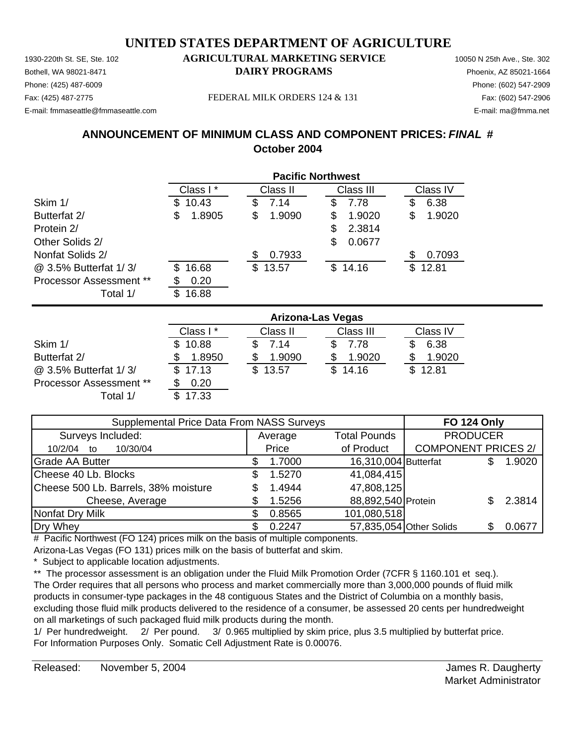# UNITED STATES DEPARTMENT OF AGRICULTURE

## AGRICULTURAL MARKETING SERVICE
## DAIRY PROGRAMS

1930-220th St. SE, Ste. 102
Bothell, WA 98021-8471
Phone: (425) 487-6009
Fax: (425) 487-2775
E-mail: fmmaseattle@fmmaseattle.com

10050 N 25th Ave., Ste. 302
Phoenix, AZ 85021-1664
Phone: (602) 547-2909
Fax: (602) 547-2906
E-mail: ma@fmma.net

FEDERAL MILK ORDERS 124 & 131

### ANNOUNCEMENT OF MINIMUM CLASS AND COMPONENT PRICES: *FINAL* #
### October 2004

| Pacific Northwest | Class I * | Class II | Class III | Class IV |
|---|---|---|---|---|
| Skim 1/ | $ 10.43 | $ 7.14 | $ 7.78 | $ 6.38 |
| Butterfat 2/ | $ 1.8905 | $ 1.9090 | $ 1.9020 | $ 1.9020 |
| Protein 2/ | | | $ 2.3814 | |
| Other Solids 2/ | | | $ 0.0677 | |
| Nonfat Solids 2/ | | $ 0.7933 | | $ 0.7093 |
| @ 3.5% Butterfat 1/ 3/ | $ 16.68 | $ 13.57 | $ 14.16 | $ 12.81 |
| Processor Assessment ** | $ 0.20 | | | |
| Total 1/ | $ 16.88 | | | |

| Arizona-Las Vegas | Class I * | Class II | Class III | Class IV |
|---|---|---|---|---|
| Skim 1/ | $ 10.88 | $ 7.14 | $ 7.78 | $ 6.38 |
| Butterfat 2/ | $ 1.8950 | $ 1.9090 | $ 1.9020 | $ 1.9020 |
| @ 3.5% Butterfat 1/ 3/ | $ 17.13 | $ 13.57 | $ 14.16 | $ 12.81 |
| Processor Assessment ** | $ 0.20 | | | |
| Total 1/ | $ 17.33 | | | |

| Supplemental Price Data From NASS Surveys | | | FO 124 Only | |
|---|---|---|---|---|
| Surveys Included: | Average | Total Pounds | PRODUCER | |
| 10/2/04 to 10/30/04 | Price | of Product | COMPONENT PRICES 2/ | |
| Grade AA Butter | $ 1.7000 | 16,310,004 | Butterfat | $ 1.9020 |
| Cheese 40 Lb. Blocks | $ 1.5270 | 41,084,415 | | |
| Cheese 500 Lb. Barrels, 38% moisture | $ 1.4944 | 47,808,125 | | |
| Cheese, Average | $ 1.5256 | 88,892,540 | Protein | $ 2.3814 |
| Nonfat Dry Milk | $ 0.8565 | 101,080,518 | | |
| Dry Whey | $ 0.2247 | 57,835,054 | Other Solids | $ 0.0677 |

# Pacific Northwest (FO 124) prices milk on the basis of multiple components.
Arizona-Las Vegas (FO 131) prices milk on the basis of butterfat and skim.

\* Subject to applicable location adjustments.

** The processor assessment is an obligation under the Fluid Milk Promotion Order (7CFR § 1160.101 et seq.). The Order requires that all persons who process and market commercially more than 3,000,000 pounds of fluid milk products in consumer-type packages in the 48 contiguous States and the District of Columbia on a monthly basis, excluding those fluid milk products delivered to the residence of a consumer, be assessed 20 cents per hundredweight on all marketings of such packaged fluid milk products during the month.

1/ Per hundredweight. 2/ Per pound. 3/ 0.965 multiplied by skim price, plus 3.5 multiplied by butterfat price.
For Information Purposes Only. Somatic Cell Adjustment Rate is 0.00076.

Released: November 5, 2004

James R. Daugherty
Market Administrator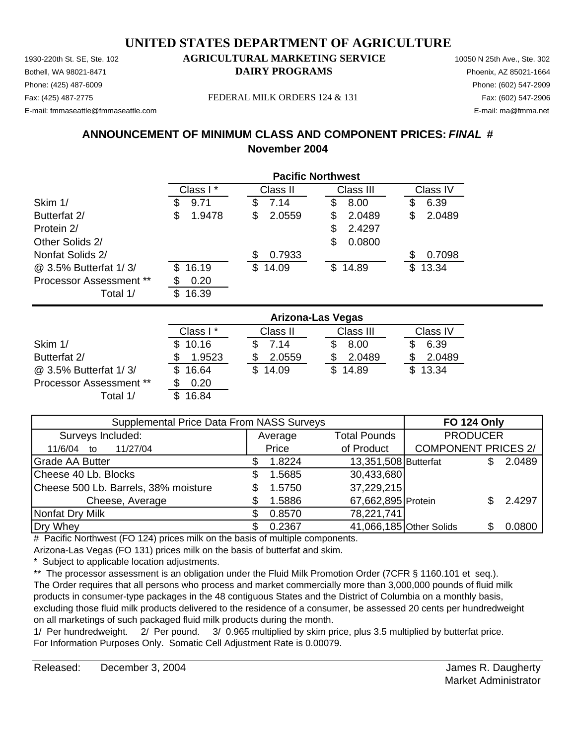# UNITED STATES DEPARTMENT OF AGRICULTURE

1930-220th St. SE, Ste. 102
Bothell, WA 98021-8471
Phone: (425) 487-6009
Fax: (425) 487-2775
E-mail: fmmaseattle@fmmaseattle.com

**AGRICULTURAL MARKETING SERVICE**
**DAIRY PROGRAMS**

FEDERAL MILK ORDERS 124 & 131

10050 N 25th Ave., Ste. 302
Phoenix, AZ 85021-1664
Phone: (602) 547-2909
Fax: (602) 547-2906
E-mail: ma@fmma.net

## ANNOUNCEMENT OF MINIMUM CLASS AND COMPONENT PRICES: *FINAL* #
## November 2004

| | Pacific Northwest | | | |
|---|---|---|---|---|
| | Class I * | Class II | Class III | Class IV |
| Skim 1/ | $ 9.71 | $ 7.14 | $ 8.00 | $ 6.39 |
| Butterfat 2/ | $ 1.9478 | $ 2.0559 | $ 2.0489 | $ 2.0489 |
| Protein 2/ | | | $ 2.4297 | |
| Other Solids 2/ | | | $ 0.0800 | |
| Nonfat Solids 2/ | | $ 0.7933 | | $ 0.7098 |
| @ 3.5% Butterfat 1/ 3/ | $ 16.19 | $ 14.09 | $ 14.89 | $ 13.34 |
| Processor Assessment ** | $ 0.20 | | | |
| Total 1/ | $ 16.39 | | | |

| | Arizona-Las Vegas | | | |
|---|---|---|---|---|
| | Class I * | Class II | Class III | Class IV |
| Skim 1/ | $ 10.16 | $ 7.14 | $ 8.00 | $ 6.39 |
| Butterfat 2/ | $ 1.9523 | $ 2.0559 | $ 2.0489 | $ 2.0489 |
| @ 3.5% Butterfat 1/ 3/ | $ 16.64 | $ 14.09 | $ 14.89 | $ 13.34 |
| Processor Assessment ** | $ 0.20 | | | |
| Total 1/ | $ 16.84 | | | |

| Supplemental Price Data From NASS Surveys | | | FO 124 Only | |
|---|---|---|---|---|
| Surveys Included: | Average | Total Pounds | PRODUCER | |
| 11/6/04 to 11/27/04 | Price | of Product | COMPONENT PRICES 2/ | |
| Grade AA Butter | $ 1.8224 | 13,351,508 | Butterfat | $ 2.0489 |
| Cheese 40 Lb. Blocks | $ 1.5685 | 30,433,680 | | |
| Cheese 500 Lb. Barrels, 38% moisture | $ 1.5750 | 37,229,215 | | |
| Cheese, Average | $ 1.5886 | 67,662,895 | Protein | $ 2.4297 |
| Nonfat Dry Milk | $ 0.8570 | 78,221,741 | | |
| Dry Whey | $ 0.2367 | 41,066,185 | Other Solids | $ 0.0800 |

# Pacific Northwest (FO 124) prices milk on the basis of multiple components.
Arizona-Las Vegas (FO 131) prices milk on the basis of butterfat and skim.

\* Subject to applicable location adjustments.

** The processor assessment is an obligation under the Fluid Milk Promotion Order (7CFR § 1160.101 et seq.). The Order requires that all persons who process and market commercially more than 3,000,000 pounds of fluid milk products in consumer-type packages in the 48 contiguous States and the District of Columbia on a monthly basis, excluding those fluid milk products delivered to the residence of a consumer, be assessed 20 cents per hundredweight on all marketings of such packaged fluid milk products during the month.

1/ Per hundredweight. 2/ Per pound. 3/ 0.965 multiplied by skim price, plus 3.5 multiplied by butterfat price.
For Information Purposes Only. Somatic Cell Adjustment Rate is 0.00079.

Released: December 3, 2004

James R. Daugherty
Market Administrator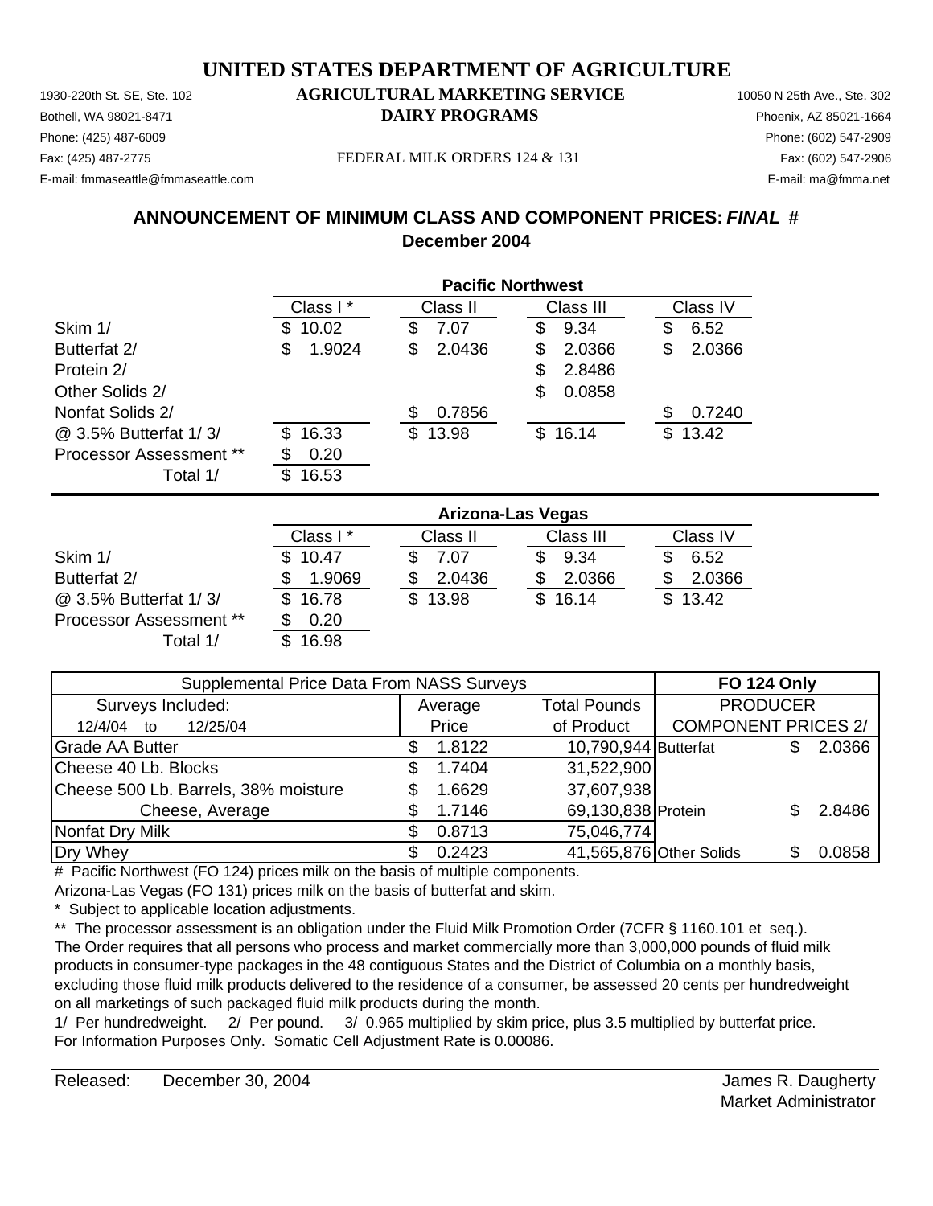# UNITED STATES DEPARTMENT OF AGRICULTURE

1930-220th St. SE, Ste. 102
Bothell, WA 98021-8471
Phone: (425) 487-6009
Fax: (425) 487-2775
E-mail: fmmaseattle@fmmaseattle.com

**AGRICULTURAL MARKETING SERVICE**
**DAIRY PROGRAMS**

FEDERAL MILK ORDERS 124 & 131

10050 N 25th Ave., Ste. 302
Phoenix, AZ 85021-1664
Phone: (602) 547-2909
Fax: (602) 547-2906
E-mail: ma@fmma.net

## ANNOUNCEMENT OF MINIMUM CLASS AND COMPONENT PRICES: *FINAL* #
## December 2004

| | Pacific Northwest | | | |
|---|---|---|---|---|
| | Class I * | Class II | Class III | Class IV |
| Skim 1/ | $ 10.02 | $ 7.07 | $ 9.34 | $ 6.52 |
| Butterfat 2/ | $ 1.9024 | $ 2.0436 | $ 2.0366 | $ 2.0366 |
| Protein 2/ | | | $ 2.8486 | |
| Other Solids 2/ | | | $ 0.0858 | |
| Nonfat Solids 2/ | | $ 0.7856 | | $ 0.7240 |
| @ 3.5% Butterfat 1/ 3/ | $ 16.33 | $ 13.98 | $ 16.14 | $ 13.42 |
| Processor Assessment ** | $ 0.20 | | | |
| Total 1/ | $ 16.53 | | | |

| | Arizona-Las Vegas | | | |
|---|---|---|---|---|
| | Class I * | Class II | Class III | Class IV |
| Skim 1/ | $ 10.47 | $ 7.07 | $ 9.34 | $ 6.52 |
| Butterfat 2/ | $ 1.9069 | $ 2.0436 | $ 2.0366 | $ 2.0366 |
| @ 3.5% Butterfat 1/ 3/ | $ 16.78 | $ 13.98 | $ 16.14 | $ 13.42 |
| Processor Assessment ** | $ 0.20 | | | |
| Total 1/ | $ 16.98 | | | |

| Supplemental Price Data From NASS Surveys | | | FO 124 Only | |
|---|---|---|---|---|
| Surveys Included: | Average | Total Pounds | PRODUCER | |
| 12/4/04 to 12/25/04 | Price | of Product | COMPONENT PRICES 2/ | |
| Grade AA Butter | $ 1.8122 | 10,790,944 | Butterfat | $ 2.0366 |
| Cheese 40 Lb. Blocks | $ 1.7404 | 31,522,900 | | |
| Cheese 500 Lb. Barrels, 38% moisture | $ 1.6629 | 37,607,938 | | |
| Cheese, Average | $ 1.7146 | 69,130,838 | Protein | $ 2.8486 |
| Nonfat Dry Milk | $ 0.8713 | 75,046,774 | | |
| Dry Whey | $ 0.2423 | 41,565,876 | Other Solids | $ 0.0858 |

# Pacific Northwest (FO 124) prices milk on the basis of multiple components.
Arizona-Las Vegas (FO 131) prices milk on the basis of butterfat and skim.
* Subject to applicable location adjustments.
** The processor assessment is an obligation under the Fluid Milk Promotion Order (7CFR § 1160.101 et seq.). The Order requires that all persons who process and market commercially more than 3,000,000 pounds of fluid milk products in consumer-type packages in the 48 contiguous States and the District of Columbia on a monthly basis, excluding those fluid milk products delivered to the residence of a consumer, be assessed 20 cents per hundredweight on all marketings of such packaged fluid milk products during the month.
1/ Per hundredweight. 2/ Per pound. 3/ 0.965 multiplied by skim price, plus 3.5 multiplied by butterfat price.
For Information Purposes Only. Somatic Cell Adjustment Rate is 0.00086.

Released: December 30, 2004

James R. Daugherty
Market Administrator